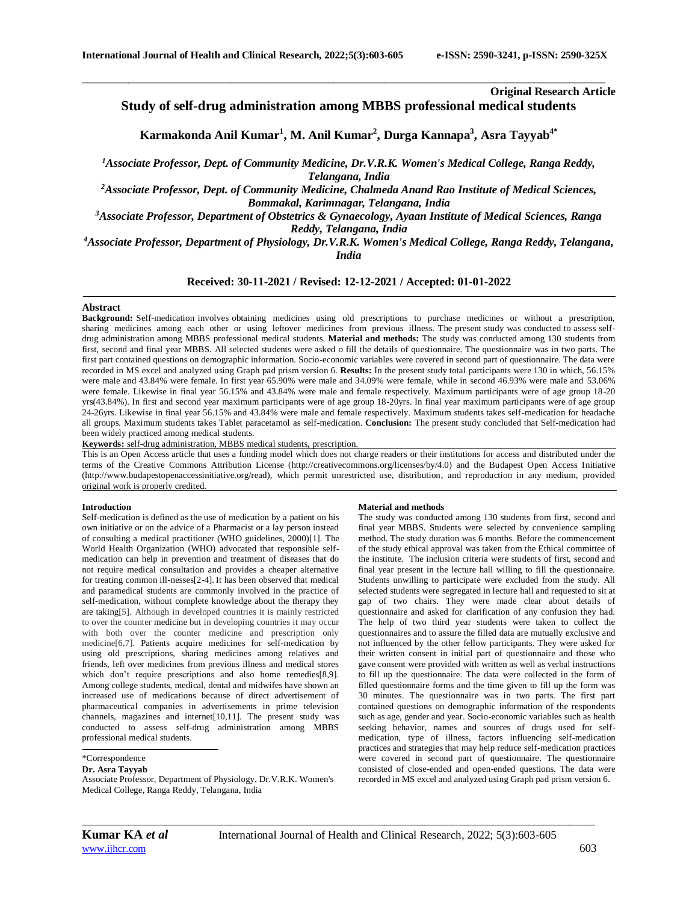**Original Research Article**

# Study of self-drug administration among MBBS professional medical students

**Karmakonda Anil Kumar[1], M. Anil Kumar[2], Durga Kannapa[3], Asra Tayyab[4*]**

*[1]Associate Professor, Dept. of Community Medicine, Dr.V.R.K. Women's Medical College, Ranga Reddy, Telangana, India*

*[2]Associate Professor, Dept. of Community Medicine, Chalmeda Anand Rao Institute of Medical Sciences, Bommakal, Karimnagar, Telangana, India*

*[3]Associate Professor, Department of Obstetrics & Gynaecology, Ayaan Institute of Medical Sciences, Ranga Reddy, Telangana, India*

*[4]Associate Professor, Department of Physiology, Dr.V.R.K. Women's Medical College, Ranga Reddy, Telangana, India*

**Received: 30-11-2021 / Revised: 12-12-2021 / Accepted: 01-01-2022**

## Abstract

**Background:** Self-medication involves obtaining medicines using old prescriptions to purchase medicines or without a prescription, sharing medicines among each other or using leftover medicines from previous illness. The present study was conducted to assess self-drug administration among MBBS professional medical students. **Material and methods:** The study was conducted among 130 students from first, second and final year MBBS. All selected students were asked o fill the details of questionnaire. The questionnaire was in two parts. The first part contained questions on demographic information. Socio-economic variables were covered in second part of questionnaire. The data were recorded in MS excel and analyzed using Graph pad prism version 6. **Results:** In the present study total participants were 130 in which, 56.15% were male and 43.84% were female. In first year 65.90% were male and 34.09% were female, while in second 46.93% were male and 53.06% were female. Likewise in final year 56.15% and 43.84% were male and female respectively. Maximum participants were of age group 18-20 yrs(43.84%). In first and second year maximum participants were of age group 18-20yrs. In final year maximum participants were of age group 24-26yrs. Likewise in final year 56.15% and 43.84% were male and female respectively. Maximum students takes self-medication for headache all groups. Maximum students takes Tablet paracetamol as self-medication. **Conclusion:** The present study concluded that Self-medication had been widely practiced among medical students.

**Keywords:** self-drug administration, MBBS medical students, prescription.

This is an Open Access article that uses a funding model which does not charge readers or their institutions for access and distributed under the terms of the Creative Commons Attribution License (http://creativecommons.org/licenses/by/4.0) and the Budapest Open Access Initiative (http://www.budapestopenaccessinitiative.org/read), which permit unrestricted use, distribution, and reproduction in any medium, provided original work is properly credited.

## Introduction

Self-medication is defined as the use of medication by a patient on his own initiative or on the advice of a Pharmacist or a lay person instead of consulting a medical practitioner (WHO guidelines, 2000)[1]. The World Health Organization (WHO) advocated that responsible self-medication can help in prevention and treatment of diseases that do not require medical consultation and provides a cheaper alternative for treating common ill-nesses[2-4]. It has been observed that medical and paramedical students are commonly involved in the practice of self-medication, without complete knowledge about the therapy they are taking[5]. Although in developed countries it is mainly restricted to over the counter medicine but in developing countries it may occur with both over the counter medicine and prescription only medicine[6,7]. Patients acquire medicines for self-medication by using old prescriptions, sharing medicines among relatives and friends, left over medicines from previous illness and medical stores which don't require prescriptions and also home remedies[8,9]. Among college students, medical, dental and midwifes have shown an increased use of medications because of direct advertisement of pharmaceutical companies in advertisements in prime television channels, magazines and internet[10,11]. The present study was conducted to assess self-drug administration among MBBS professional medical students.

*Correspondence

**Dr. Asra Tayyab**

Associate Professor, Department of Physiology, Dr.V.R.K. Women's Medical College, Ranga Reddy, Telangana, India

## Material and methods

The study was conducted among 130 students from first, second and final year MBBS. Students were selected by convenience sampling method. The study duration was 6 months. Before the commencement of the study ethical approval was taken from the Ethical committee of the institute. The inclusion criteria were students of first, second and final year present in the lecture hall willing to fill the questionnaire. Students unwilling to participate were excluded from the study. All selected students were segregated in lecture hall and requested to sit at gap of two chairs. They were made clear about details of questionnaire and asked for clarification of any confusion they had. The help of two third year students were taken to collect the questionnaires and to assure the filled data are mutually exclusive and not influenced by the other fellow participants. They were asked for their written consent in initial part of questionnaire and those who gave consent were provided with written as well as verbal instructions to fill up the questionnaire. The data were collected in the form of filled questionnaire forms and the time given to fill up the form was 30 minutes. The questionnaire was in two parts. The first part contained questions on demographic information of the respondents such as age, gender and year. Socio-economic variables such as health seeking behavior, names and sources of drugs used for self-medication, type of illness, factors influencing self-medication practices and strategies that may help reduce self-medication practices were covered in second part of questionnaire. The questionnaire consisted of close-ended and open-ended questions. The data were recorded in MS excel and analyzed using Graph pad prism version 6.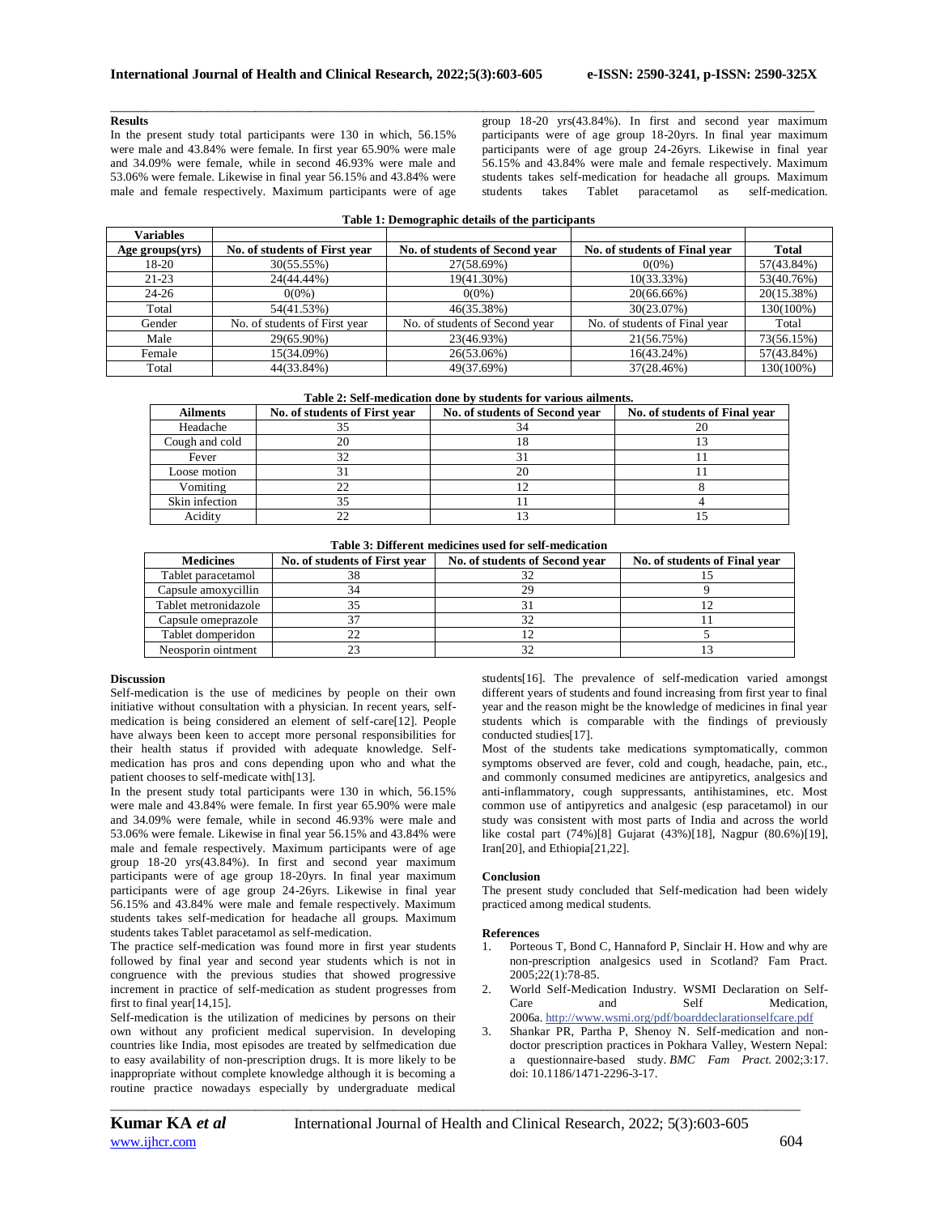## Results

In the present study total participants were 130 in which, 56.15% were male and 43.84% were female. In first year 65.90% were male and 34.09% were female, while in second 46.93% were male and 53.06% were female. Likewise in final year 56.15% and 43.84% were male and female respectively. Maximum participants were of age group 18-20 yrs(43.84%). In first and second year maximum participants were of age group 18-20yrs. In final year maximum participants were of age group 24-26yrs. Likewise in final year 56.15% and 43.84% were male and female respectively. Maximum students takes self-medication for headache all groups. Maximum students takes Tablet paracetamol as self-medication.

**Table 1: Demographic details of the participants**

| Variables | | | | |
|---|---|---|---|---|
| **Age groups(yrs)** | **No. of students of First year** | **No. of students of Second year** | **No. of students of Final year** | **Total** |
| 18-20 | 30(55.55%) | 27(58.69%) | 0(0%) | 57(43.84%) |
| 21-23 | 24(44.44%) | 19(41.30%) | 10(33.33%) | 53(40.76%) |
| 24-26 | 0(0%) | 0(0%) | 20(66.66%) | 20(15.38%) |
| Total | 54(41.53%) | 46(35.38%) | 30(23.07%) | 130(100%) |
| Gender | No. of students of First year | No. of students of Second year | No. of students of Final year | Total |
| Male | 29(65.90%) | 23(46.93%) | 21(56.75%) | 73(56.15%) |
| Female | 15(34.09%) | 26(53.06%) | 16(43.24%) | 57(43.84%) |
| Total | 44(33.84%) | 49(37.69%) | 37(28.46%) | 130(100%) |

**Table 2: Self-medication done by students for various ailments.**

| Ailments | No. of students of First year | No. of students of Second year | No. of students of Final year |
|---|---|---|---|
| Headache | 35 | 34 | 20 |
| Cough and cold | 20 | 18 | 13 |
| Fever | 32 | 31 | 11 |
| Loose motion | 31 | 20 | 11 |
| Vomiting | 22 | 12 | 8 |
| Skin infection | 35 | 11 | 4 |
| Acidity | 22 | 13 | 15 |

**Table 3: Different medicines used for self-medication**

| Medicines | No. of students of First year | No. of students of Second year | No. of students of Final year |
|---|---|---|---|
| Tablet paracetamol | 38 | 32 | 15 |
| Capsule amoxycillin | 34 | 29 | 9 |
| Tablet metronidazole | 35 | 31 | 12 |
| Capsule omeprazole | 37 | 32 | 11 |
| Tablet domperidon | 22 | 12 | 5 |
| Neosporin ointment | 23 | 32 | 13 |

## Discussion

Self-medication is the use of medicines by people on their own initiative without consultation with a physician. In recent years, self-medication is being considered an element of self-care[12]. People have always been keen to accept more personal responsibilities for their health status if provided with adequate knowledge. Self-medication has pros and cons depending upon who and what the patient chooses to self-medicate with[13].

In the present study total participants were 130 in which, 56.15% were male and 43.84% were female. In first year 65.90% were male and 34.09% were female, while in second 46.93% were male and 53.06% were female. Likewise in final year 56.15% and 43.84% were male and female respectively. Maximum participants were of age group 18-20 yrs(43.84%). In first and second year maximum participants were of age group 18-20yrs. In final year maximum participants were of age group 24-26yrs. Likewise in final year 56.15% and 43.84% were male and female respectively. Maximum students takes self-medication for headache all groups. Maximum students takes Tablet paracetamol as self-medication.

The practice self-medication was found more in first year students followed by final year and second year students which is not in congruence with the previous studies that showed progressive increment in practice of self-medication as student progresses from first to final year[14,15].

Self-medication is the utilization of medicines by persons on their own without any proficient medical supervision. In developing countries like India, most episodes are treated by selfmedication due to easy availability of non-prescription drugs. It is more likely to be inappropriate without complete knowledge although it is becoming a routine practice nowadays especially by undergraduate medical students[16]. The prevalence of self-medication varied amongst different years of students and found increasing from first year to final year and the reason might be the knowledge of medicines in final year students which is comparable with the findings of previously conducted studies[17].

Most of the students take medications symptomatically, common symptoms observed are fever, cold and cough, headache, pain, etc., and commonly consumed medicines are antipyretics, analgesics and anti-inflammatory, cough suppressants, antihistamines, etc. Most common use of antipyretics and analgesic (esp paracetamol) in our study was consistent with most parts of India and across the world like costal part (74%)[8] Gujarat (43%)[18], Nagpur (80.6%)[19], Iran[20], and Ethiopia[21,22].

## Conclusion

The present study concluded that Self-medication had been widely practiced among medical students.

## References

1. Porteous T, Bond C, Hannaford P, Sinclair H. How and why are non-prescription analgesics used in Scotland? Fam Pract. 2005;22(1):78-85.
2. World Self-Medication Industry. WSMI Declaration on Self-Care and Self Medication, 2006a. http://www.wsmi.org/pdf/boarddeclarationselfcare.pdf
3. Shankar PR, Partha P, Shenoy N. Self-medication and non-doctor prescription practices in Pokhara Valley, Western Nepal: a questionnaire-based study. *BMC Fam Pract.* 2002;3:17. doi: 10.1186/1471-2296-3-17.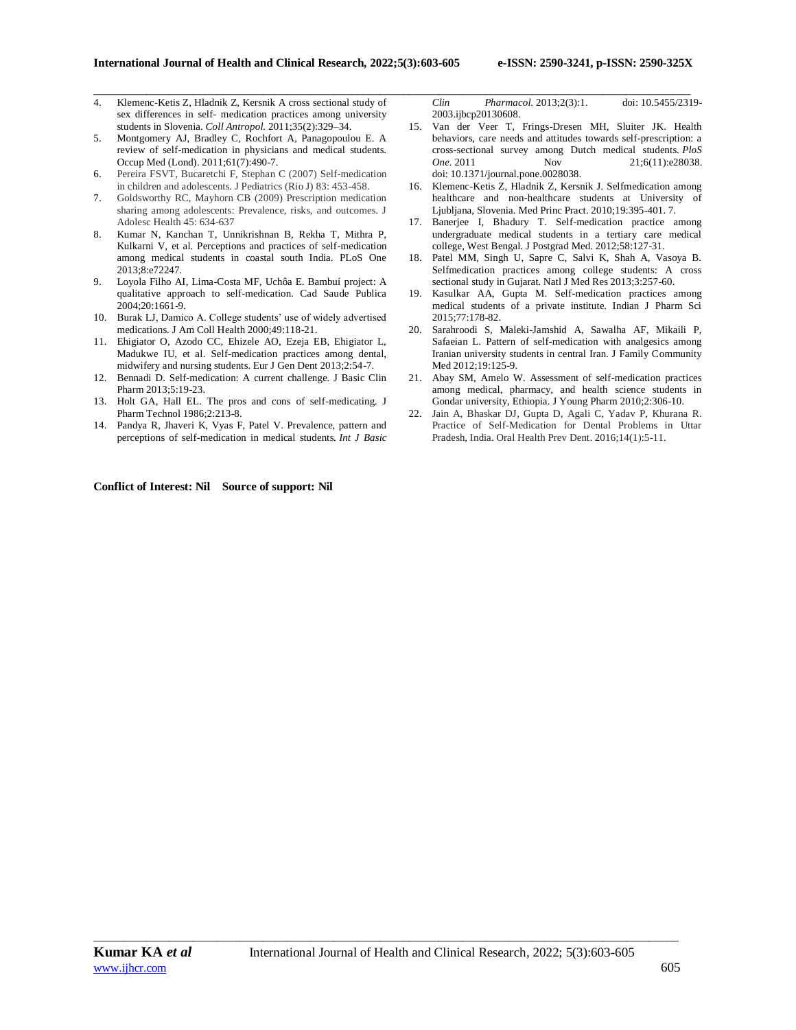4. Klemenc-Ketis Z, Hladnik Z, Kersnik A cross sectional study of sex differences in self- medication practices among university students in Slovenia. *Coll Antropol.* 2011;35(2):329–34.
5. Montgomery AJ, Bradley C, Rochfort A, Panagopoulou E. A review of self-medication in physicians and medical students. Occup Med (Lond). 2011;61(7):490-7.
6. Pereira FSVT, Bucaretchi F, Stephan C (2007) Self-medication in children and adolescents. J Pediatrics (Rio J) 83: 453-458.
7. Goldsworthy RC, Mayhorn CB (2009) Prescription medication sharing among adolescents: Prevalence, risks, and outcomes. J Adolesc Health 45: 634-637
8. Kumar N, Kanchan T, Unnikrishnan B, Rekha T, Mithra P, Kulkarni V, et al. Perceptions and practices of self-medication among medical students in coastal south India. PLoS One 2013;8:e72247.
9. Loyola Filho AI, Lima-Costa MF, Uchôa E. Bambuí project: A qualitative approach to self-medication. Cad Saude Publica 2004;20:1661-9.
10. Burak LJ, Damico A. College students' use of widely advertised medications. J Am Coll Health 2000;49:118-21.
11. Ehigiator O, Azodo CC, Ehizele AO, Ezeja EB, Ehigiator L, Madukwe IU, et al. Self-medication practices among dental, midwifery and nursing students. Eur J Gen Dent 2013;2:54-7.
12. Bennadi D. Self-medication: A current challenge. J Basic Clin Pharm 2013;5:19-23.
13. Holt GA, Hall EL. The pros and cons of self-medicating. J Pharm Technol 1986;2:213-8.
14. Pandya R, Jhaveri K, Vyas F, Patel V. Prevalence, pattern and perceptions of self-medication in medical students. *Int J Basic Clin Pharmacol.* 2013;2(3):1. doi: 10.5455/2319-2003.ijbcp20130608.
15. Van der Veer T, Frings-Dresen MH, Sluiter JK. Health behaviors, care needs and attitudes towards self-prescription: a cross-sectional survey among Dutch medical students. *PloS One.* 2011 Nov 21;6(11):e28038. doi: 10.1371/journal.pone.0028038.
16. Klemenc-Ketis Z, Hladnik Z, Kersnik J. Selfmedication among healthcare and non-healthcare students at University of Ljubljana, Slovenia. Med Princ Pract. 2010;19:395-401. 7.
17. Banerjee I, Bhadury T. Self-medication practice among undergraduate medical students in a tertiary care medical college, West Bengal. J Postgrad Med. 2012;58:127-31.
18. Patel MM, Singh U, Sapre C, Salvi K, Shah A, Vasoya B. Selfmedication practices among college students: A cross sectional study in Gujarat. Natl J Med Res 2013;3:257-60.
19. Kasulkar AA, Gupta M. Self-medication practices among medical students of a private institute. Indian J Pharm Sci 2015;77:178-82.
20. Sarahroodi S, Maleki-Jamshid A, Sawalha AF, Mikaili P, Safaeian L. Pattern of self-medication with analgesics among Iranian university students in central Iran. J Family Community Med 2012;19:125-9.
21. Abay SM, Amelo W. Assessment of self-medication practices among medical, pharmacy, and health science students in Gondar university, Ethiopia. J Young Pharm 2010;2:306-10.
22. Jain A, Bhaskar DJ, Gupta D, Agali C, Yadav P, Khurana R. Practice of Self-Medication for Dental Problems in Uttar Pradesh, India. Oral Health Prev Dent. 2016;14(1):5-11.

**Conflict of Interest: Nil Source of support: Nil**